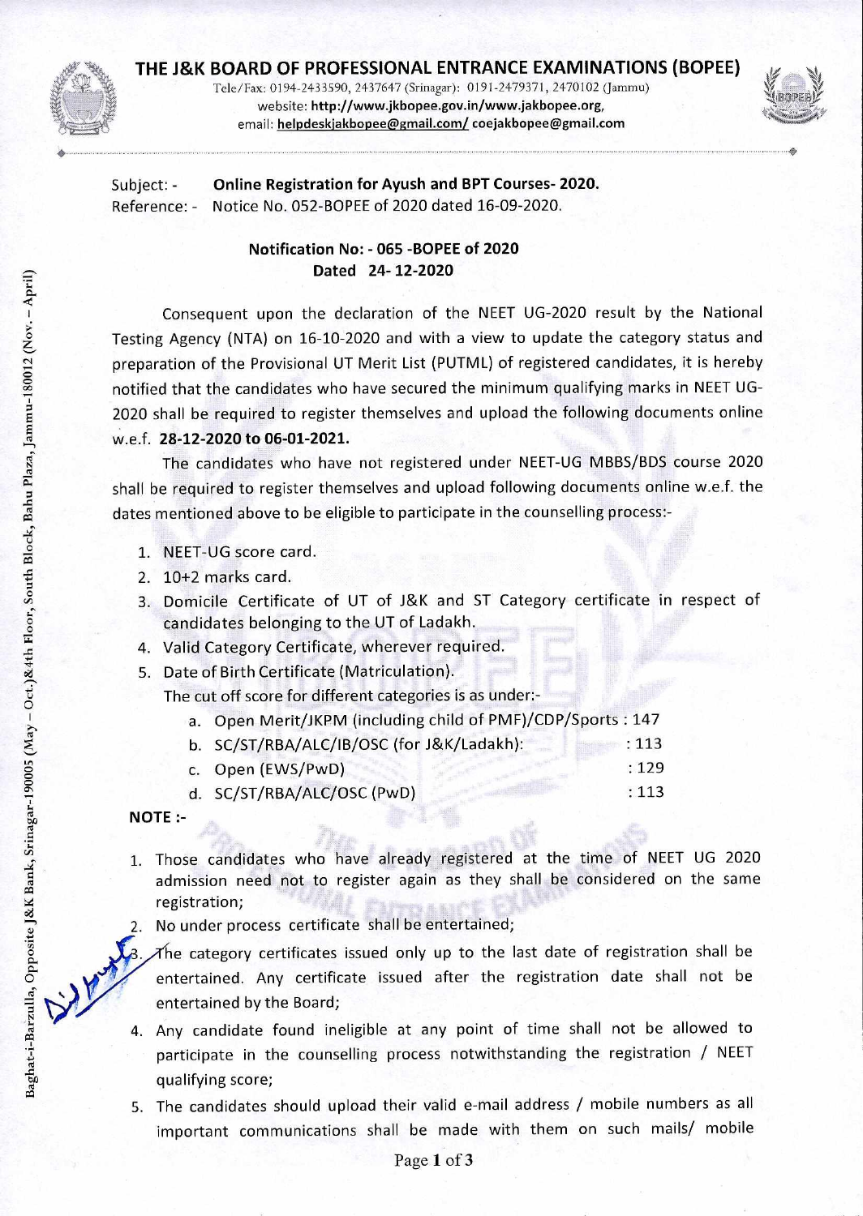# THE J&K BOARD OF PROFESSIONAL ENTRANCE EXAMINATIONS (BOPEE)

Tele/Fax: 0194-2433590, 2437647 (Srinagar): 0191-2479371, 2470102 (Jammu)
website: **http://www.jkbopee.gov.in/www.jakbopee.org**,
email: **helpdeskjakbopee@gmail.com/** **coejakbopee@gmail.com**

Baghat-i-Barzulla, Opposite J&K Bank, Srinagar-190005 (May – Oct.)&4th Floor, South Block, Bahu Plaza, Jammu-180012 (Nov. – April)

Subject: - **Online Registration for Ayush and BPT Courses- 2020.**
Reference: - Notice No. 052-BOPEE of 2020 dated 16-09-2020.

**Notification No: - 065 -BOPEE of 2020**
**Dated 24- 12-2020**

Consequent upon the declaration of the NEET UG-2020 result by the National Testing Agency (NTA) on 16-10-2020 and with a view to update the category status and preparation of the Provisional UT Merit List (PUTML) of registered candidates, it is hereby notified that the candidates who have secured the minimum qualifying marks in NEET UG-2020 shall be required to register themselves and upload the following documents online w.e.f. **28-12-2020 to 06-01-2021.**

The candidates who have not registered under NEET-UG MBBS/BDS course 2020 shall be required to register themselves and upload following documents online w.e.f. the dates mentioned above to be eligible to participate in the counselling process:-

1. NEET-UG score card.
2. 10+2 marks card.
3. Domicile Certificate of UT of J&K and ST Category certificate in respect of candidates belonging to the UT of Ladakh.
4. Valid Category Certificate, wherever required.
5. Date of Birth Certificate (Matriculation).

   The cut off score for different categories is as under:-

   a. Open Merit/JKPM (including child of PMF)/CDP/Sports : 147
   b. SC/ST/RBA/ALC/IB/OSC (for J&K/Ladakh): : 113
   c. Open (EWS/PwD) : 129
   d. SC/ST/RBA/ALC/OSC (PwD) : 113

**NOTE :-**

1. Those candidates who have already registered at the time of NEET UG 2020 admission need not to register again as they shall be considered on the same registration;
2. No under process certificate shall be entertained;
3. The category certificates issued only up to the last date of registration shall be entertained. Any certificate issued after the registration date shall not be entertained by the Board;
4. Any candidate found ineligible at any point of time shall not be allowed to participate in the counselling process notwithstanding the registration / NEET qualifying score;
5. The candidates should upload their valid e-mail address / mobile numbers as all important communications shall be made with them on such mails/ mobile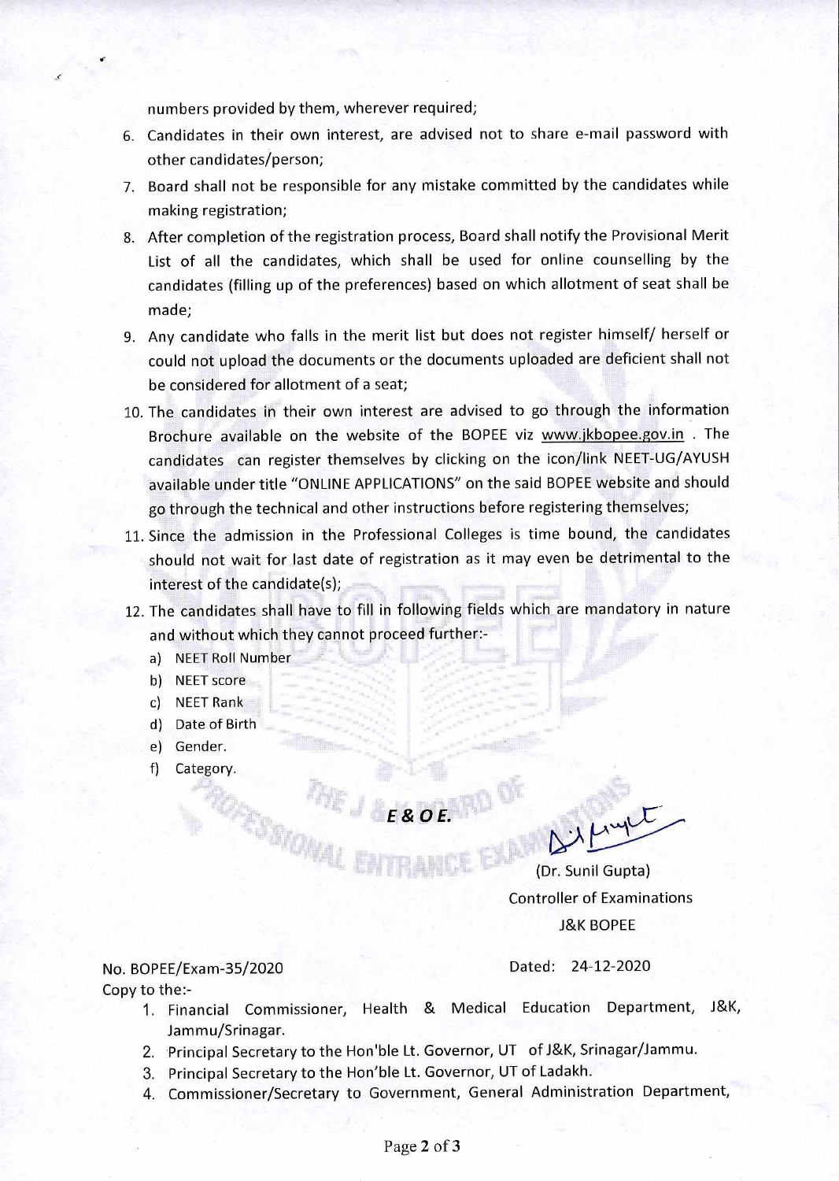numbers provided by them, wherever required;

6. Candidates in their own interest, are advised not to share e-mail password with other candidates/person;
7. Board shall not be responsible for any mistake committed by the candidates while making registration;
8. After completion of the registration process, Board shall notify the Provisional Merit List of all the candidates, which shall be used for online counselling by the candidates (filling up of the preferences) based on which allotment of seat shall be made;
9. Any candidate who falls in the merit list but does not register himself/ herself or could not upload the documents or the documents uploaded are deficient shall not be considered for allotment of a seat;
10. The candidates in their own interest are advised to go through the information Brochure available on the website of the BOPEE viz www.jkbopee.gov.in . The candidates can register themselves by clicking on the icon/link NEET-UG/AYUSH available under title "ONLINE APPLICATIONS" on the said BOPEE website and should go through the technical and other instructions before registering themselves;
11. Since the admission in the Professional Colleges is time bound, the candidates should not wait for last date of registration as it may even be detrimental to the interest of the candidate(s);
12. The candidates shall have to fill in following fields which are mandatory in nature and without which they cannot proceed further:-
    a) NEET Roll Number
    b) NEET score
    c) NEET Rank
    d) Date of Birth
    e) Gender.
    f) Category.

***E & O E.***

(Dr. Sunil Gupta)
Controller of Examinations
J&K BOPEE

No. BOPEE/Exam-35/2020

Dated: 24-12-2020

Copy to the:-

1. Financial Commissioner, Health & Medical Education Department, J&K, Jammu/Srinagar.
2. Principal Secretary to the Hon'ble Lt. Governor, UT of J&K, Srinagar/Jammu.
3. Principal Secretary to the Hon'ble Lt. Governor, UT of Ladakh.
4. Commissioner/Secretary to Government, General Administration Department,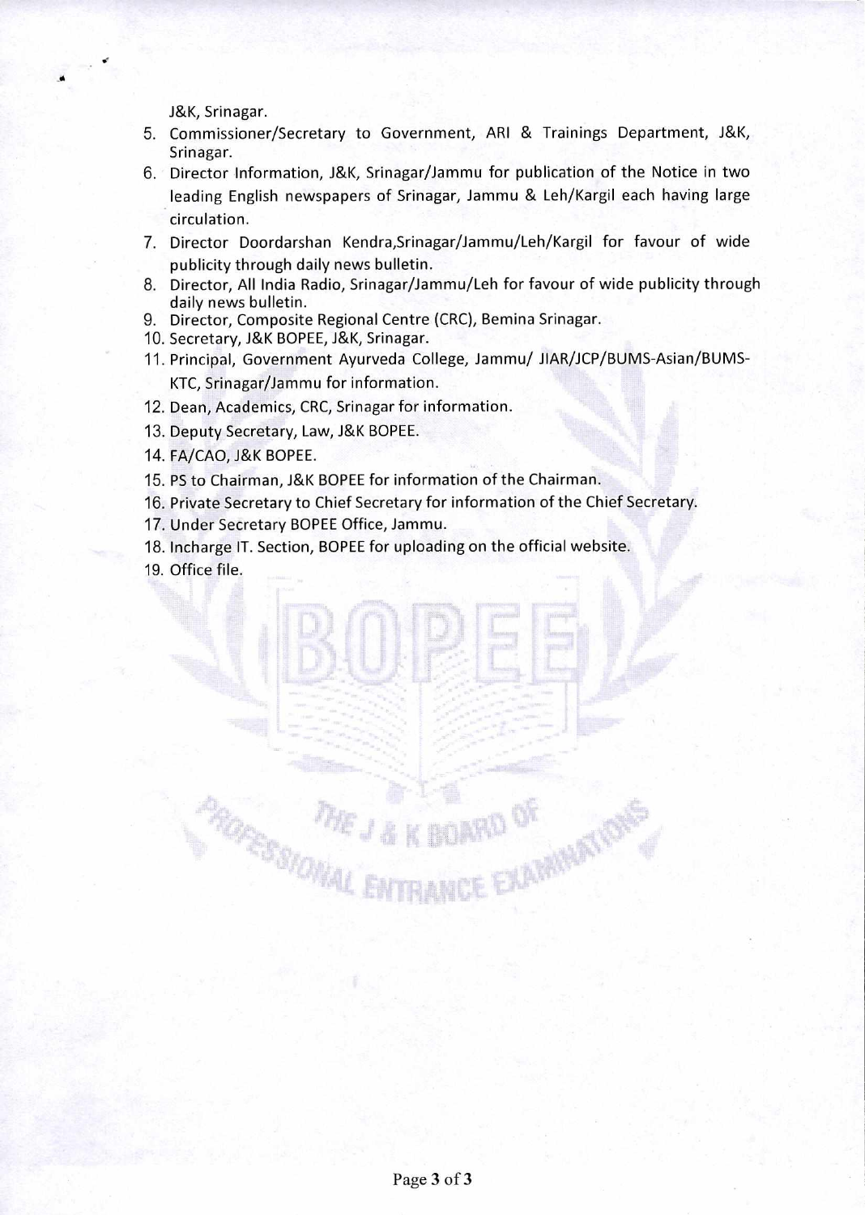J&K, Srinagar.

5. Commissioner/Secretary to Government, ARI & Trainings Department, J&K, Srinagar.
6. Director Information, J&K, Srinagar/Jammu for publication of the Notice in two leading English newspapers of Srinagar, Jammu & Leh/Kargil each having large circulation.
7. Director Doordarshan Kendra,Srinagar/Jammu/Leh/Kargil for favour of wide publicity through daily news bulletin.
8. Director, All India Radio, Srinagar/Jammu/Leh for favour of wide publicity through daily news bulletin.
9. Director, Composite Regional Centre (CRC), Bemina Srinagar.
10. Secretary, J&K BOPEE, J&K, Srinagar.
11. Principal, Government Ayurveda College, Jammu/ JIAR/JCP/BUMS-Asian/BUMS-KTC, Srinagar/Jammu for information.
12. Dean, Academics, CRC, Srinagar for information.
13. Deputy Secretary, Law, J&K BOPEE.
14. FA/CAO, J&K BOPEE.
15. PS to Chairman, J&K BOPEE for information of the Chairman.
16. Private Secretary to Chief Secretary for information of the Chief Secretary.
17. Under Secretary BOPEE Office, Jammu.
18. Incharge IT. Section, BOPEE for uploading on the official website.
19. Office file.